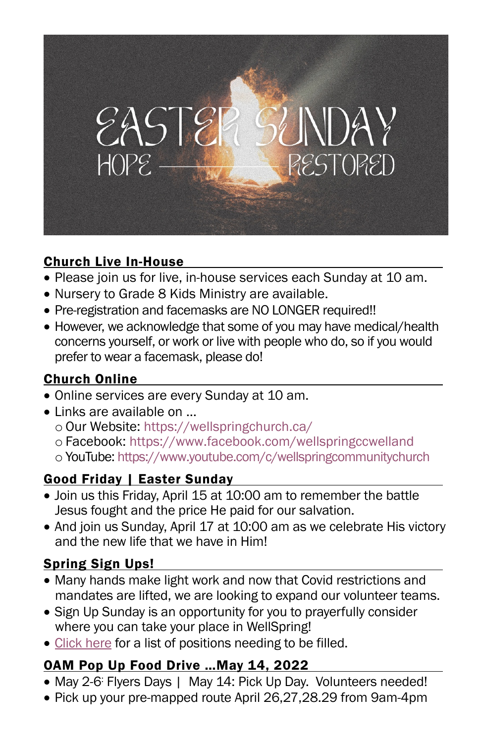# EASTER SUNDAY

HOPE —— RESTORED

## Church Live In-House

- Please join us for live, in-house services each Sunday at 10 am.
- Nursery to Grade 8 Kids Ministry are available.
- Pre-registration and facemasks are NO LONGER required!!
- However, we acknowledge that some of you may have medical/health concerns yourself, or work or live with people who do, so if you would prefer to wear a facemask, please do!

## Church Online

- Online services are every Sunday at 10 am.
- Links are available on …
  - Our Website: https://wellspringchurch.ca/
  - Facebook: https://www.facebook.com/wellspringccwelland
  - YouTube: https://www.youtube.com/c/wellspringcommunitychurch

## Good Friday | Easter Sunday

- Join us this Friday, April 15 at 10:00 am to remember the battle Jesus fought and the price He paid for our salvation.
- And join us Sunday, April 17 at 10:00 am as we celebrate His victory and the new life that we have in Him!

## Spring Sign Ups!

- Many hands make light work and now that Covid restrictions and mandates are lifted, we are looking to expand our volunteer teams.
- Sign Up Sunday is an opportunity for you to prayerfully consider where you can take your place in WellSpring!
- Click here for a list of positions needing to be filled.

## OAM Pop Up Food Drive …May 14, 2022

- May 2-6: Flyers Days | May 14: Pick Up Day. Volunteers needed!
- Pick up your pre-mapped route April 26,27,28.29 from 9am-4pm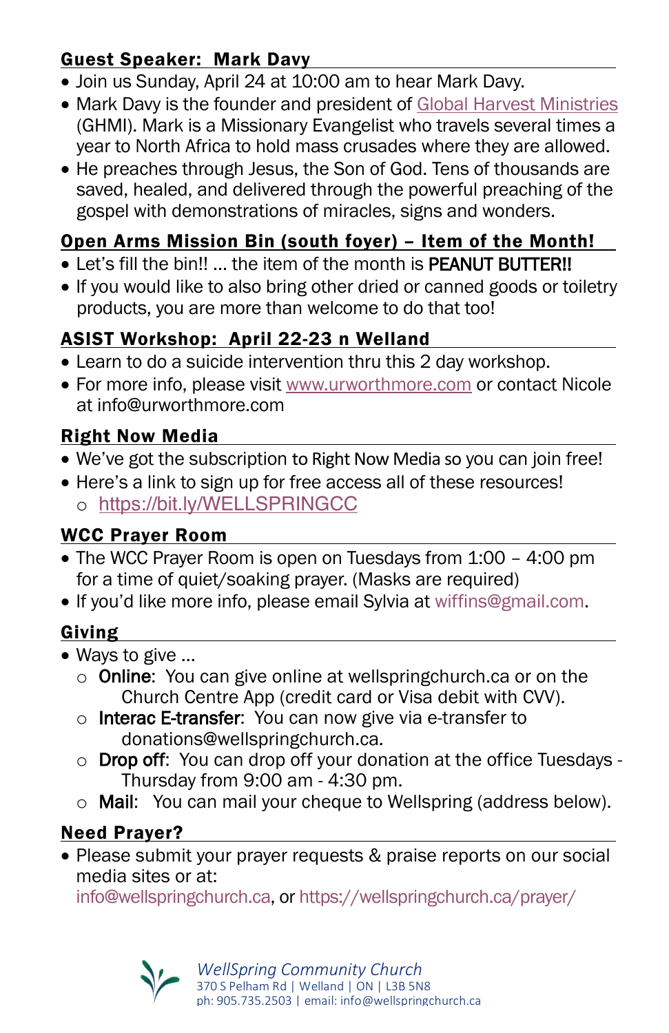## Guest Speaker: Mark Davy

- Join us Sunday, April 24 at 10:00 am to hear Mark Davy.
- Mark Davy is the founder and president of Global Harvest Ministries (GHMI). Mark is a Missionary Evangelist who travels several times a year to North Africa to hold mass crusades where they are allowed.
- He preaches through Jesus, the Son of God. Tens of thousands are saved, healed, and delivered through the powerful preaching of the gospel with demonstrations of miracles, signs and wonders.

## Open Arms Mission Bin (south foyer) – Item of the Month!

- Let's fill the bin!! … the item of the month is **PEANUT BUTTER!!**
- If you would like to also bring other dried or canned goods or toiletry products, you are more than welcome to do that too!

## ASIST Workshop: April 22-23 n Welland

- Learn to do a suicide intervention thru this 2 day workshop.
- For more info, please visit www.urworthmore.com or contact Nicole at info@urworthmore.com

## Right Now Media

- We've got the subscription to Right Now Media so you can join free!
- Here's a link to sign up for free access all of these resources!
  - https://bit.ly/WELLSPRINGCC

## WCC Prayer Room

- The WCC Prayer Room is open on Tuesdays from 1:00 – 4:00 pm for a time of quiet/soaking prayer. (Masks are required)
- If you'd like more info, please email Sylvia at wiffins@gmail.com.

## Giving

- Ways to give …
  - **Online**: You can give online at wellspringchurch.ca or on the Church Centre App (credit card or Visa debit with CVV).
  - **Interac E-transfer**: You can now give via e-transfer to donations@wellspringchurch.ca.
  - **Drop off**: You can drop off your donation at the office Tuesdays - Thursday from 9:00 am - 4:30 pm.
  - **Mail**: You can mail your cheque to Wellspring (address below).

## Need Prayer?

- Please submit your prayer requests & praise reports on our social media sites or at: info@wellspringchurch.ca, or https://wellspringchurch.ca/prayer/

*WellSpring Community Church*
370 S Pelham Rd | Welland | ON | L3B 5N8
ph: 905.735.2503 | email: info@wellspringchurch.ca